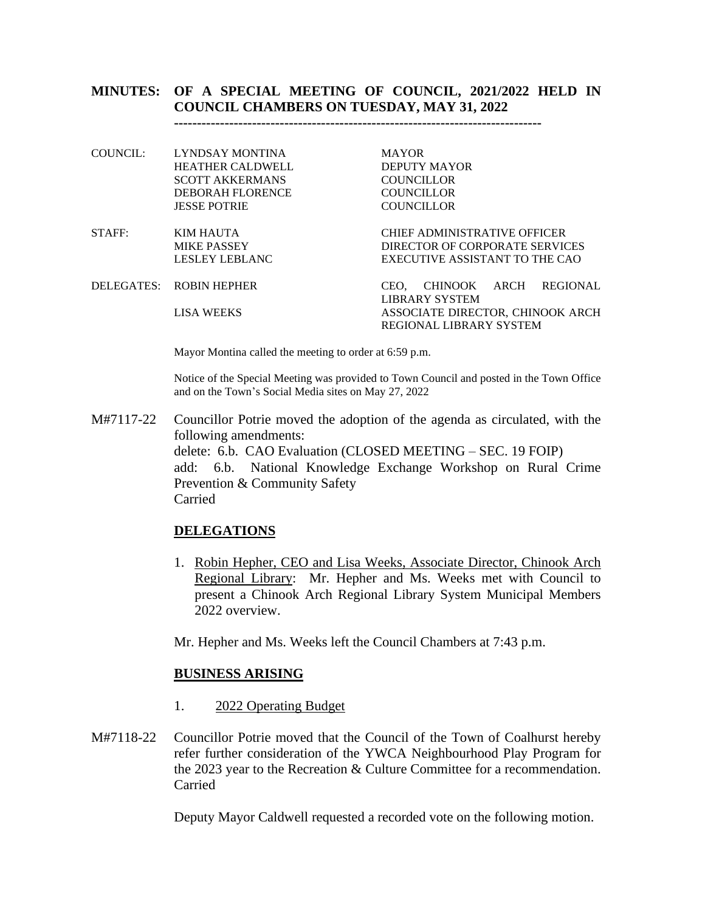# MINUTES: OF A SPECIAL MEETING OF COUNCIL, 2021/2022 HELD IN COUNCIL CHAMBERS ON TUESDAY, MAY 31, 2022

--------------------------------------------------------------------------------

| | | |
|---|---|---|
| COUNCIL: | LYNDSAY MONTINA | MAYOR |
| | HEATHER CALDWELL | DEPUTY MAYOR |
| | SCOTT AKKERMANS | COUNCILLOR |
| | DEBORAH FLORENCE | COUNCILLOR |
| | JESSE POTRIE | COUNCILLOR |
| STAFF: | KIM HAUTA | CHIEF ADMINISTRATIVE OFFICER |
| | MIKE PASSEY | DIRECTOR OF CORPORATE SERVICES |
| | LESLEY LEBLANC | EXECUTIVE ASSISTANT TO THE CAO |
| DELEGATES: | ROBIN HEPHER | CEO, CHINOOK ARCH REGIONAL LIBRARY SYSTEM |
| | LISA WEEKS | ASSOCIATE DIRECTOR, CHINOOK ARCH REGIONAL LIBRARY SYSTEM |

Mayor Montina called the meeting to order at 6:59 p.m.

Notice of the Special Meeting was provided to Town Council and posted in the Town Office and on the Town's Social Media sites on May 27, 2022

M#7117-22 Councillor Potrie moved the adoption of the agenda as circulated, with the following amendments:
delete: 6.b. CAO Evaluation (CLOSED MEETING – SEC. 19 FOIP)
add: 6.b. National Knowledge Exchange Workshop on Rural Crime Prevention & Community Safety
Carried

## DELEGATIONS

1. Robin Hepher, CEO and Lisa Weeks, Associate Director, Chinook Arch Regional Library: Mr. Hepher and Ms. Weeks met with Council to present a Chinook Arch Regional Library System Municipal Members 2022 overview.

Mr. Hepher and Ms. Weeks left the Council Chambers at 7:43 p.m.

## BUSINESS ARISING

1. 2022 Operating Budget

M#7118-22 Councillor Potrie moved that the Council of the Town of Coalhurst hereby refer further consideration of the YWCA Neighbourhood Play Program for the 2023 year to the Recreation & Culture Committee for a recommendation.
Carried

Deputy Mayor Caldwell requested a recorded vote on the following motion.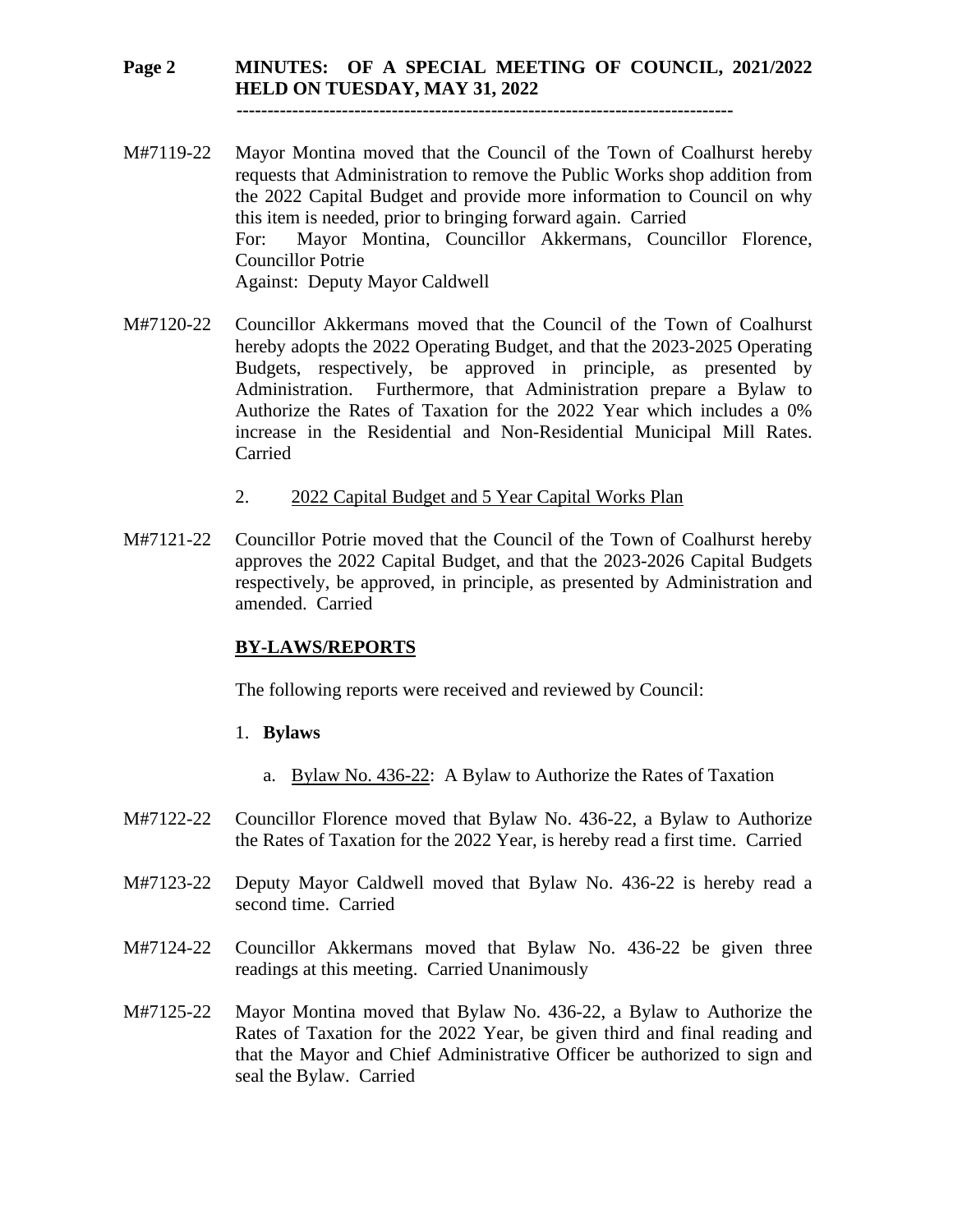M#7119-22 Mayor Montina moved that the Council of the Town of Coalhurst hereby requests that Administration to remove the Public Works shop addition from the 2022 Capital Budget and provide more information to Council on why this item is needed, prior to bringing forward again. Carried
For: Mayor Montina, Councillor Akkermans, Councillor Florence, Councillor Potrie
Against: Deputy Mayor Caldwell

M#7120-22 Councillor Akkermans moved that the Council of the Town of Coalhurst hereby adopts the 2022 Operating Budget, and that the 2023-2025 Operating Budgets, respectively, be approved in principle, as presented by Administration. Furthermore, that Administration prepare a Bylaw to Authorize the Rates of Taxation for the 2022 Year which includes a 0% increase in the Residential and Non-Residential Municipal Mill Rates. Carried

2. 2022 Capital Budget and 5 Year Capital Works Plan

M#7121-22 Councillor Potrie moved that the Council of the Town of Coalhurst hereby approves the 2022 Capital Budget, and that the 2023-2026 Capital Budgets respectively, be approved, in principle, as presented by Administration and amended. Carried

## BY-LAWS/REPORTS

The following reports were received and reviewed by Council:

1. **Bylaws**

   a. Bylaw No. 436-22: A Bylaw to Authorize the Rates of Taxation

M#7122-22 Councillor Florence moved that Bylaw No. 436-22, a Bylaw to Authorize the Rates of Taxation for the 2022 Year, is hereby read a first time. Carried

M#7123-22 Deputy Mayor Caldwell moved that Bylaw No. 436-22 is hereby read a second time. Carried

M#7124-22 Councillor Akkermans moved that Bylaw No. 436-22 be given three readings at this meeting. Carried Unanimously

M#7125-22 Mayor Montina moved that Bylaw No. 436-22, a Bylaw to Authorize the Rates of Taxation for the 2022 Year, be given third and final reading and that the Mayor and Chief Administrative Officer be authorized to sign and seal the Bylaw. Carried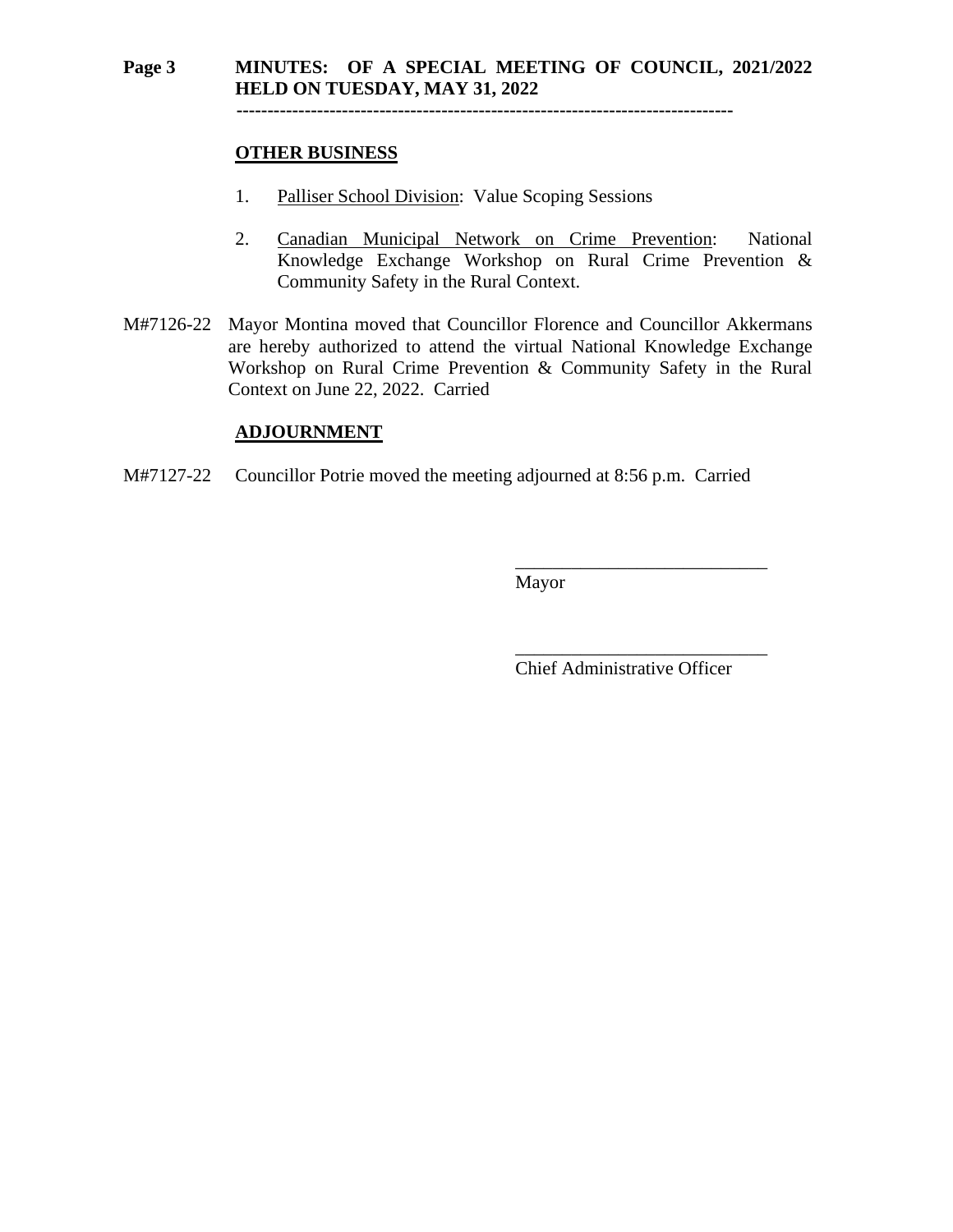## OTHER BUSINESS

1. Palliser School Division: Value Scoping Sessions

2. Canadian Municipal Network on Crime Prevention: National Knowledge Exchange Workshop on Rural Crime Prevention & Community Safety in the Rural Context.

M#7126-22 Mayor Montina moved that Councillor Florence and Councillor Akkermans are hereby authorized to attend the virtual National Knowledge Exchange Workshop on Rural Crime Prevention & Community Safety in the Rural Context on June 22, 2022. Carried

## ADJOURNMENT

M#7127-22 Councillor Potrie moved the meeting adjourned at 8:56 p.m. Carried

___________________________
Mayor

___________________________
Chief Administrative Officer